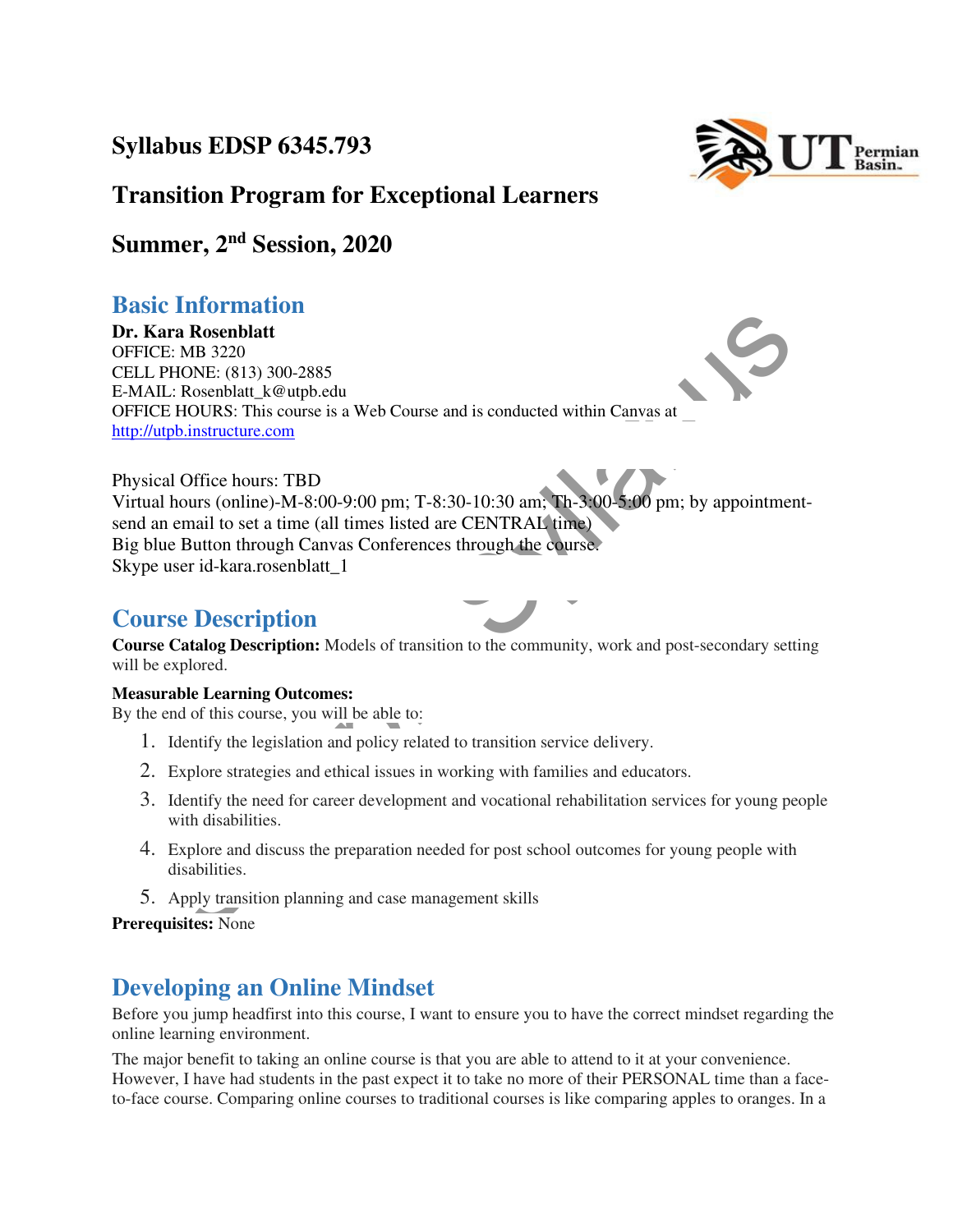# Syllabus EDSP 6345.793

# Transition Program for Exceptional Learners

# Summer, 2nd Session, 2020

## Basic Information

**Dr. Kara Rosenblatt**
OFFICE: MB 3220
CELL PHONE: (813) 300-2885
E-MAIL: Rosenblatt_k@utpb.edu
OFFICE HOURS: This course is a Web Course and is conducted within Canvas at
http://utpb.instructure.com

Physical Office hours: TBD
Virtual hours (online)-M-8:00-9:00 pm; T-8:30-10:30 am; Th-3:00-5:00 pm; by appointment-send an email to set a time (all times listed are CENTRAL time)
Big blue Button through Canvas Conferences through the course.
Skype user id-kara.rosenblatt_1

## Course Description

**Course Catalog Description:** Models of transition to the community, work and post-secondary setting will be explored.

**Measurable Learning Outcomes:**
By the end of this course, you will be able to:

1. Identify the legislation and policy related to transition service delivery.
2. Explore strategies and ethical issues in working with families and educators.
3. Identify the need for career development and vocational rehabilitation services for young people with disabilities.
4. Explore and discuss the preparation needed for post school outcomes for young people with disabilities.
5. Apply transition planning and case management skills

**Prerequisites:** None

## Developing an Online Mindset

Before you jump headfirst into this course, I want to ensure you to have the correct mindset regarding the online learning environment.

The major benefit to taking an online course is that you are able to attend to it at your convenience. However, I have had students in the past expect it to take no more of their PERSONAL time than a face-to-face course. Comparing online courses to traditional courses is like comparing apples to oranges. In a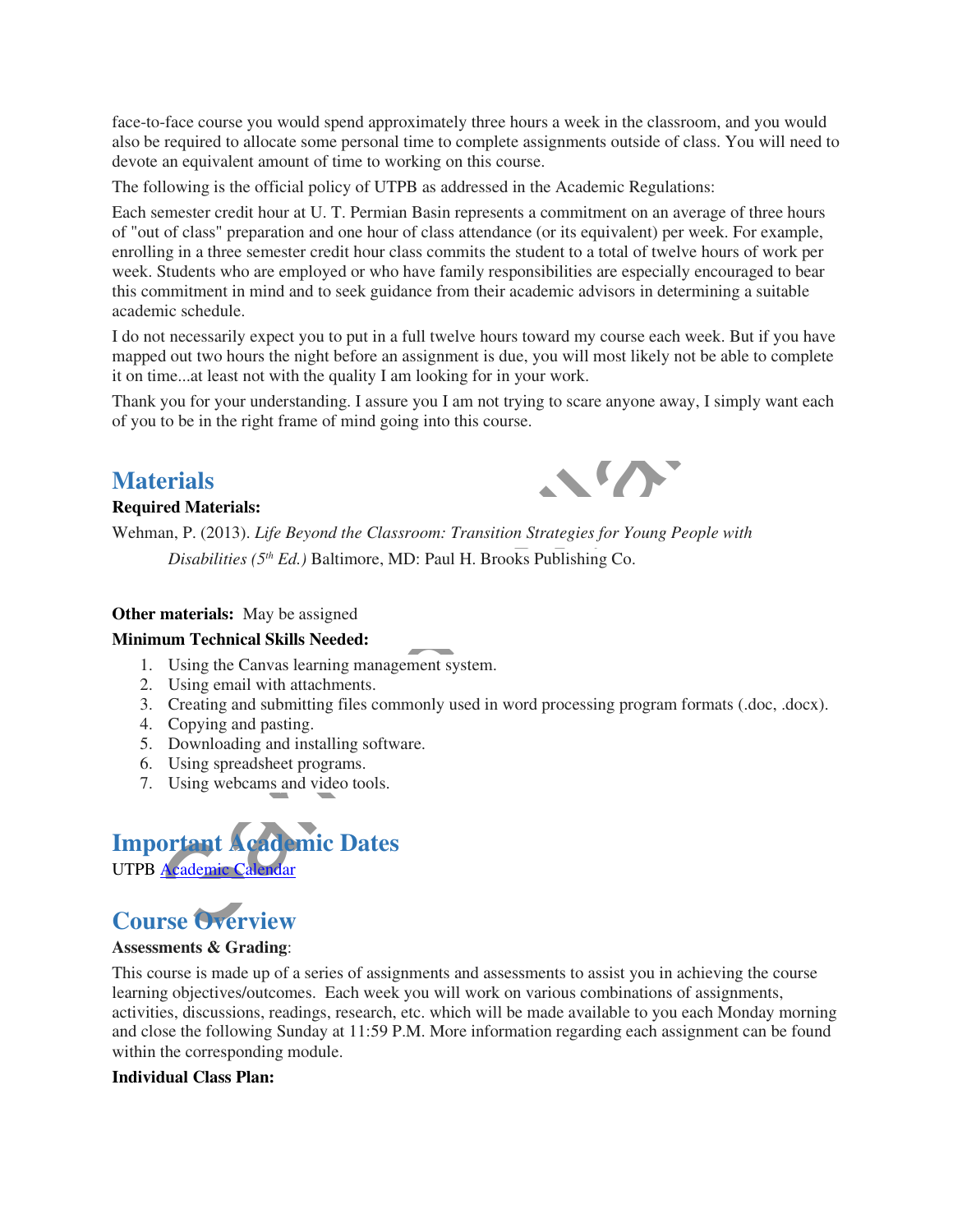face-to-face course you would spend approximately three hours a week in the classroom, and you would also be required to allocate some personal time to complete assignments outside of class. You will need to devote an equivalent amount of time to working on this course.

The following is the official policy of UTPB as addressed in the Academic Regulations:

Each semester credit hour at U. T. Permian Basin represents a commitment on an average of three hours of "out of class" preparation and one hour of class attendance (or its equivalent) per week. For example, enrolling in a three semester credit hour class commits the student to a total of twelve hours of work per week. Students who are employed or who have family responsibilities are especially encouraged to bear this commitment in mind and to seek guidance from their academic advisors in determining a suitable academic schedule.

I do not necessarily expect you to put in a full twelve hours toward my course each week. But if you have mapped out two hours the night before an assignment is due, you will most likely not be able to complete it on time...at least not with the quality I am looking for in your work.

Thank you for your understanding. I assure you I am not trying to scare anyone away, I simply want each of you to be in the right frame of mind going into this course.

## Materials

**Required Materials:**

Wehman, P. (2013). *Life Beyond the Classroom: Transition Strategies for Young People with Disabilities (5th Ed.)* Baltimore, MD: Paul H. Brooks Publishing Co.

**Other materials:** May be assigned

**Minimum Technical Skills Needed:**

1. Using the Canvas learning management system.
2. Using email with attachments.
3. Creating and submitting files commonly used in word processing program formats (.doc, .docx).
4. Copying and pasting.
5. Downloading and installing software.
6. Using spreadsheet programs.
7. Using webcams and video tools.

## Important Academic Dates

UTPB [Academic Calendar]

## Course Overview

**Assessments & Grading**:

This course is made up of a series of assignments and assessments to assist you in achieving the course learning objectives/outcomes. Each week you will work on various combinations of assignments, activities, discussions, readings, research, etc. which will be made available to you each Monday morning and close the following Sunday at 11:59 P.M. More information regarding each assignment can be found within the corresponding module.

**Individual Class Plan:**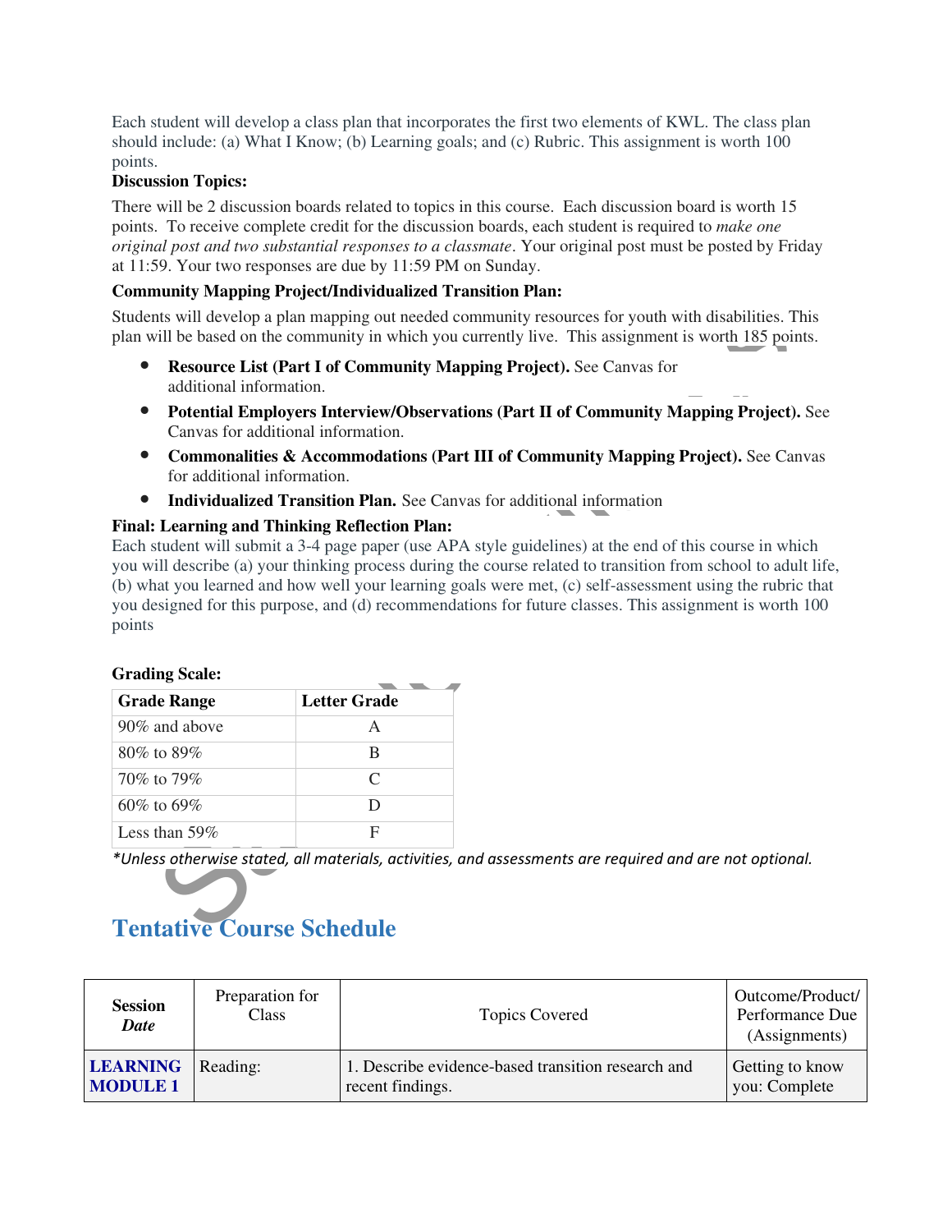Each student will develop a class plan that incorporates the first two elements of KWL. The class plan should include: (a) What I Know; (b) Learning goals; and (c) Rubric. This assignment is worth 100 points.

**Discussion Topics:**

There will be 2 discussion boards related to topics in this course. Each discussion board is worth 15 points. To receive complete credit for the discussion boards, each student is required to *make one original post and two substantial responses to a classmate*. Your original post must be posted by Friday at 11:59. Your two responses are due by 11:59 PM on Sunday.

**Community Mapping Project/Individualized Transition Plan:**

Students will develop a plan mapping out needed community resources for youth with disabilities. This plan will be based on the community in which you currently live. This assignment is worth 185 points.

- **Resource List (Part I of Community Mapping Project).** See Canvas for additional information.
- **Potential Employers Interview/Observations (Part II of Community Mapping Project).** See Canvas for additional information.
- **Commonalities & Accommodations (Part III of Community Mapping Project).** See Canvas for additional information.
- **Individualized Transition Plan.** See Canvas for additional information

**Final: Learning and Thinking Reflection Plan:**

Each student will submit a 3-4 page paper (use APA style guidelines) at the end of this course in which you will describe (a) your thinking process during the course related to transition from school to adult life, (b) what you learned and how well your learning goals were met, (c) self-assessment using the rubric that you designed for this purpose, and (d) recommendations for future classes. This assignment is worth 100 points

**Grading Scale:**

| Grade Range | Letter Grade |
|---|---|
| 90% and above | A |
| 80% to 89% | B |
| 70% to 79% | C |
| 60% to 69% | D |
| Less than 59% | F |

*\*Unless otherwise stated, all materials, activities, and assessments are required and are not optional.*

## Tentative Course Schedule

| **Session** ***Date*** | Preparation for Class | Topics Covered | Outcome/Product/ Performance Due (Assignments) |
|---|---|---|---|
| **LEARNING MODULE 1** | Reading: | 1. Describe evidence-based transition research and recent findings. | Getting to know you: Complete |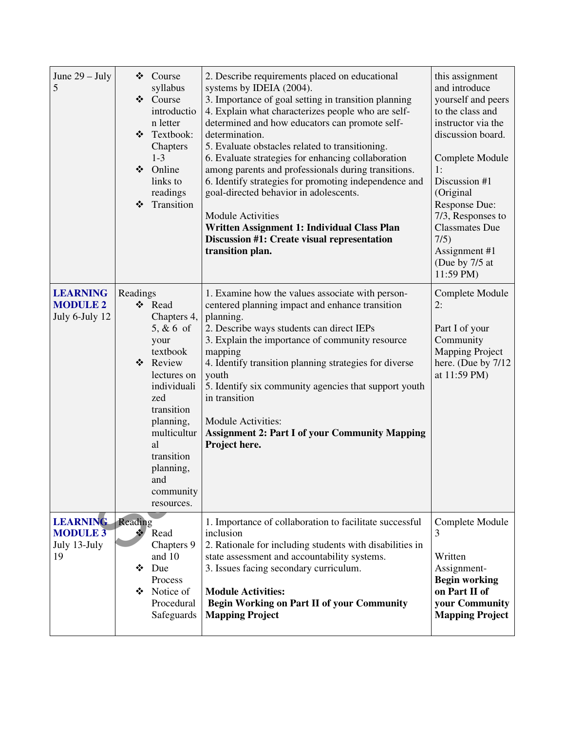| June 29 – July 5 | ❖ Course syllabus<br>❖ Course introduction letter<br>❖ Textbook: Chapters 1-3<br>❖ Online links to readings<br>❖ Transition | 2. Describe requirements placed on educational systems by IDEIA (2004).<br>3. Importance of goal setting in transition planning<br>4. Explain what characterizes people who are self-determined and how educators can promote self-determination.<br>5. Evaluate obstacles related to transitioning.<br>6. Evaluate strategies for enhancing collaboration among parents and professionals during transitions.<br>6. Identify strategies for promoting independence and goal-directed behavior in adolescents.<br><br>Module Activities<br>**Written Assignment 1: Individual Class Plan**<br>**Discussion #1: Create visual representation transition plan.** | this assignment and introduce yourself and peers to the class and instructor via the discussion board.<br><br>Complete Module 1:<br>Discussion #1 (Original Response Due: 7/3, Responses to Classmates Due 7/5)<br>Assignment #1 (Due by 7/5 at 11:59 PM) |
|---|---|---|---|
| **LEARNING MODULE 2**<br>July 6-July 12 | Readings<br>❖ Read Chapters 4, 5, & 6 of your textbook<br>❖ Review lectures on individualized transition planning, multicultural transition planning, and community resources. | 1. Examine how the values associate with person-centered planning impact and enhance transition planning.<br>2. Describe ways students can direct IEPs<br>3. Explain the importance of community resource mapping<br>4. Identify transition planning strategies for diverse youth<br>5. Identify six community agencies that support youth in transition<br><br>Module Activities:<br>**Assignment 2: Part I of your Community Mapping Project here.** | Complete Module 2:<br><br>Part I of your Community Mapping Project here. (Due by 7/12 at 11:59 PM) |
| **LEARNING MODULE 3**<br>July 13-July 19 | Reading<br>❖ Read Chapters 9 and 10<br>❖ Due Process<br>❖ Notice of Procedural Safeguards | 1. Importance of collaboration to facilitate successful inclusion<br>2. Rationale for including students with disabilities in state assessment and accountability systems.<br>3. Issues facing secondary curriculum.<br><br>**Module Activities:**<br>**Begin Working on Part II of your Community Mapping Project** | Complete Module 3<br><br>Written Assignment-**Begin working on Part II of your Community Mapping Project** |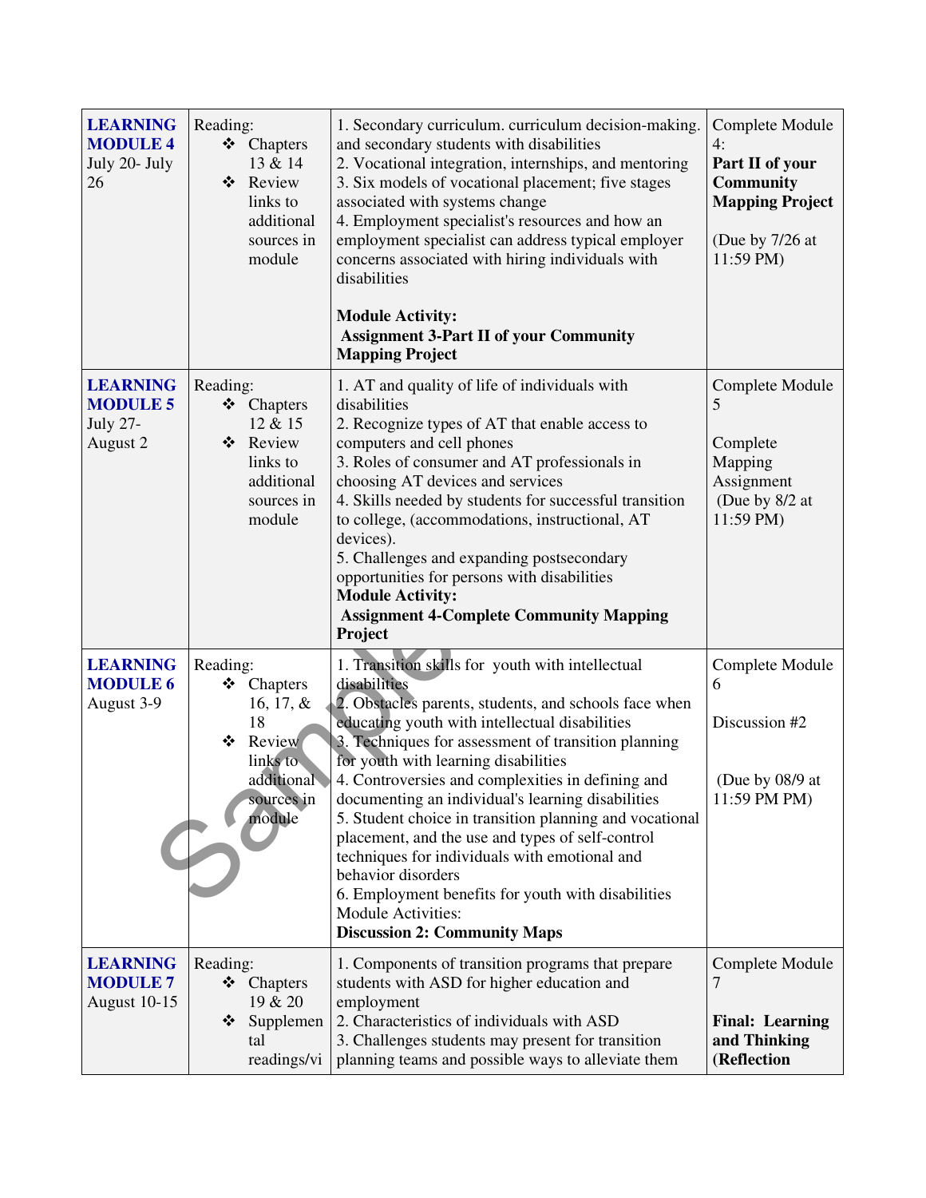| **LEARNING MODULE 4** July 20- July 26 | Reading: ❖ Chapters 13 & 14 ❖ Review links to additional sources in module | 1. Secondary curriculum. curriculum decision-making. and secondary students with disabilities 2. Vocational integration, internships, and mentoring 3. Six models of vocational placement; five stages associated with systems change 4. Employment specialist's resources and how an employment specialist can address typical employer concerns associated with hiring individuals with disabilities **Module Activity:** **Assignment 3-Part II of your Community Mapping Project** | Complete Module 4: **Part II of your Community Mapping Project** (Due by 7/26 at 11:59 PM) |
|---|---|---|---|
| **LEARNING MODULE 5** July 27- August 2 | Reading: ❖ Chapters 12 & 15 ❖ Review links to additional sources in module | 1. AT and quality of life of individuals with disabilities 2. Recognize types of AT that enable access to computers and cell phones 3. Roles of consumer and AT professionals in choosing AT devices and services 4. Skills needed by students for successful transition to college, (accommodations, instructional, AT devices). 5. Challenges and expanding postsecondary opportunities for persons with disabilities **Module Activity:** **Assignment 4-Complete Community Mapping Project** | Complete Module 5 Complete Mapping Assignment (Due by 8/2 at 11:59 PM) |
| **LEARNING MODULE 6** August 3-9 | Reading: ❖ Chapters 16, 17, & 18 ❖ Review links to additional sources in module | 1. Transition skills for youth with intellectual disabilities 2. Obstacles parents, students, and schools face when educating youth with intellectual disabilities 3. Techniques for assessment of transition planning for youth with learning disabilities 4. Controversies and complexities in defining and documenting an individual's learning disabilities 5. Student choice in transition planning and vocational placement, and the use and types of self-control techniques for individuals with emotional and behavior disorders 6. Employment benefits for youth with disabilities Module Activities: **Discussion 2: Community Maps** | Complete Module 6 Discussion #2 (Due by 08/9 at 11:59 PM PM) |
| **LEARNING MODULE 7** August 10-15 | Reading: ❖ Chapters 19 & 20 ❖ Supplemental readings/vi | 1. Components of transition programs that prepare students with ASD for higher education and employment 2. Characteristics of individuals with ASD 3. Challenges students may present for transition planning teams and possible ways to alleviate them | Complete Module 7 **Final: Learning and Thinking (Reflection** |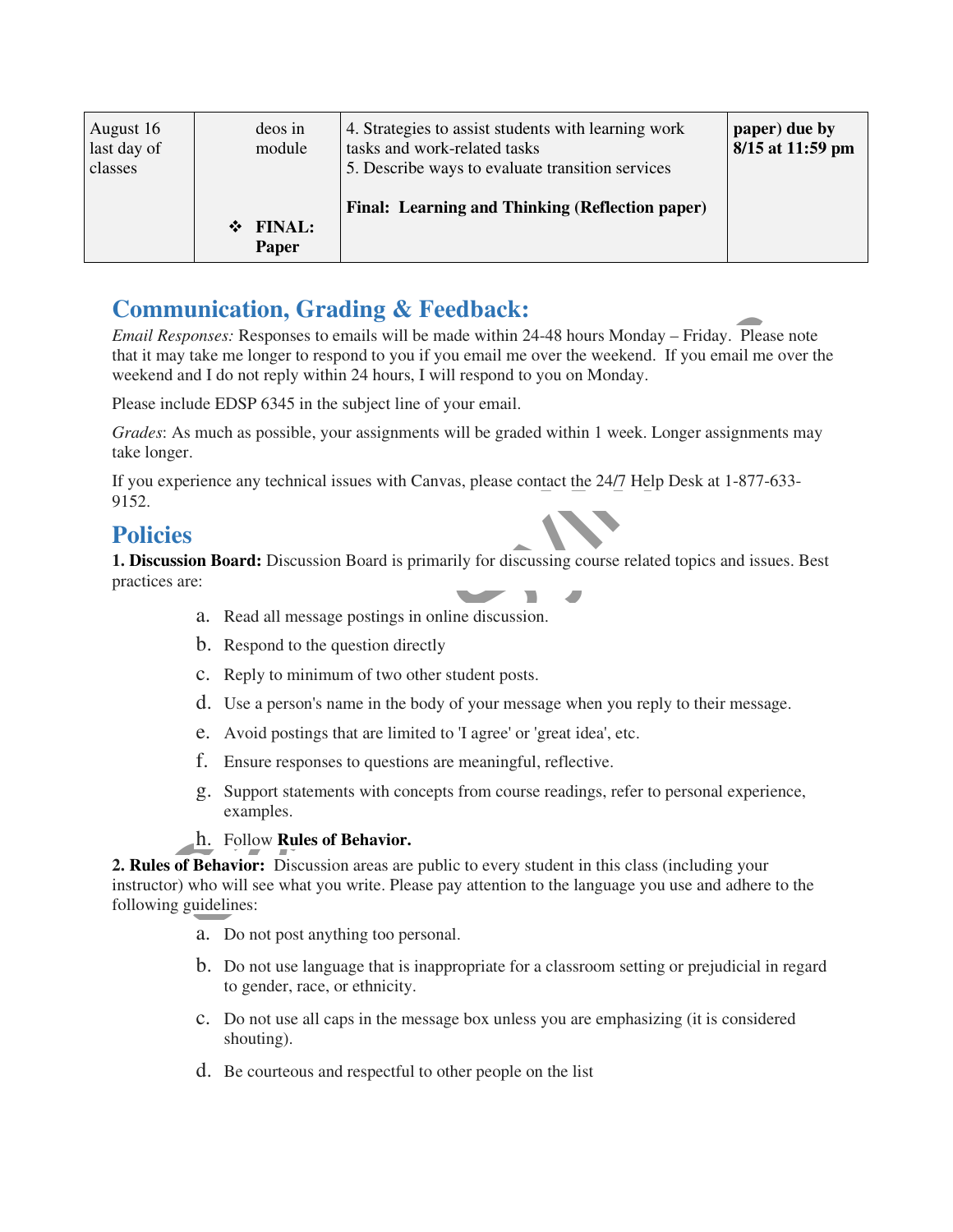| August 16 last day of classes | deos in module<br><br>❖ **FINAL: Paper** | 4. Strategies to assist students with learning work tasks and work-related tasks<br>5. Describe ways to evaluate transition services<br><br>**Final: Learning and Thinking (Reflection paper)** | **paper) due by 8/15 at 11:59 pm** |
|---|---|---|---|

## Communication, Grading & Feedback:

*Email Responses:* Responses to emails will be made within 24-48 hours Monday – Friday. Please note that it may take me longer to respond to you if you email me over the weekend. If you email me over the weekend and I do not reply within 24 hours, I will respond to you on Monday.

Please include EDSP 6345 in the subject line of your email.

*Grades*: As much as possible, your assignments will be graded within 1 week. Longer assignments may take longer.

If you experience any technical issues with Canvas, please contact the 24/7 Help Desk at 1-877-633-9152.

## Policies

**1. Discussion Board:** Discussion Board is primarily for discussing course related topics and issues. Best practices are:

a. Read all message postings in online discussion.

b. Respond to the question directly

c. Reply to minimum of two other student posts.

d. Use a person's name in the body of your message when you reply to their message.

e. Avoid postings that are limited to 'I agree' or 'great idea', etc.

f. Ensure responses to questions are meaningful, reflective.

g. Support statements with concepts from course readings, refer to personal experience, examples.

h. Follow **Rules of Behavior.**

**2. Rules of Behavior:** Discussion areas are public to every student in this class (including your instructor) who will see what you write. Please pay attention to the language you use and adhere to the following guidelines:

a. Do not post anything too personal.

b. Do not use language that is inappropriate for a classroom setting or prejudicial in regard to gender, race, or ethnicity.

c. Do not use all caps in the message box unless you are emphasizing (it is considered shouting).

d. Be courteous and respectful to other people on the list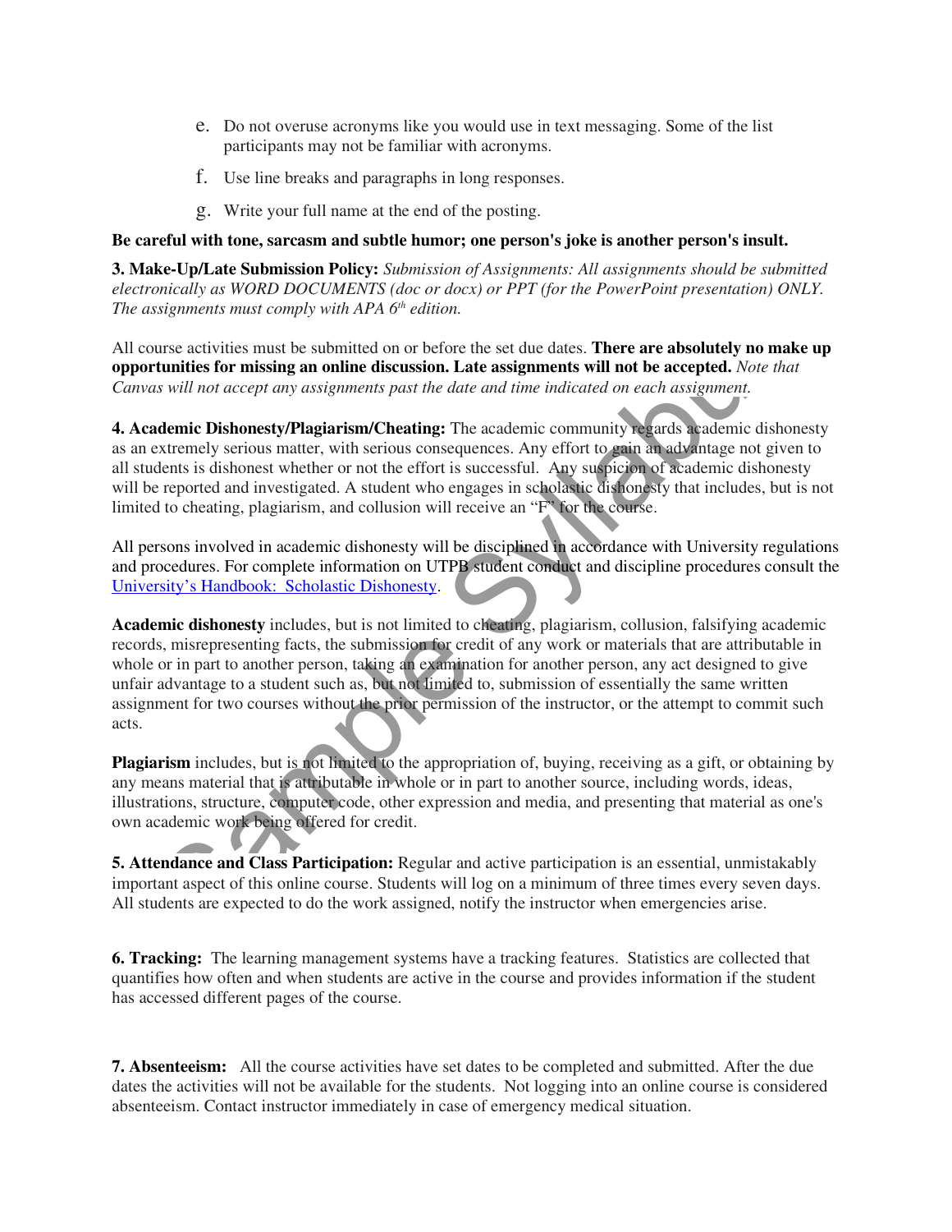e. Do not overuse acronyms like you would use in text messaging. Some of the list participants may not be familiar with acronyms.

f. Use line breaks and paragraphs in long responses.

g. Write your full name at the end of the posting.

**Be careful with tone, sarcasm and subtle humor; one person's joke is another person's insult.**

**3. Make-Up/Late Submission Policy:** *Submission of Assignments: All assignments should be submitted electronically as WORD DOCUMENTS (doc or docx) or PPT (for the PowerPoint presentation) ONLY. The assignments must comply with APA 6th edition.*

All course activities must be submitted on or before the set due dates. **There are absolutely no make up opportunities for missing an online discussion. Late assignments will not be accepted.** *Note that Canvas will not accept any assignments past the date and time indicated on each assignment.*

**4. Academic Dishonesty/Plagiarism/Cheating:** The academic community regards academic dishonesty as an extremely serious matter, with serious consequences. Any effort to gain an advantage not given to all students is dishonest whether or not the effort is successful. Any suspicion of academic dishonesty will be reported and investigated. A student who engages in scholastic dishonesty that includes, but is not limited to cheating, plagiarism, and collusion will receive an "F" for the course.

All persons involved in academic dishonesty will be disciplined in accordance with University regulations and procedures. For complete information on UTPB student conduct and discipline procedures consult the University's Handbook: Scholastic Dishonesty.

**Academic dishonesty** includes, but is not limited to cheating, plagiarism, collusion, falsifying academic records, misrepresenting facts, the submission for credit of any work or materials that are attributable in whole or in part to another person, taking an examination for another person, any act designed to give unfair advantage to a student such as, but not limited to, submission of essentially the same written assignment for two courses without the prior permission of the instructor, or the attempt to commit such acts.

**Plagiarism** includes, but is not limited to the appropriation of, buying, receiving as a gift, or obtaining by any means material that is attributable in whole or in part to another source, including words, ideas, illustrations, structure, computer code, other expression and media, and presenting that material as one's own academic work being offered for credit.

**5. Attendance and Class Participation:** Regular and active participation is an essential, unmistakably important aspect of this online course. Students will log on a minimum of three times every seven days. All students are expected to do the work assigned, notify the instructor when emergencies arise.

**6. Tracking:** The learning management systems have a tracking features. Statistics are collected that quantifies how often and when students are active in the course and provides information if the student has accessed different pages of the course.

**7. Absenteeism:** All the course activities have set dates to be completed and submitted. After the due dates the activities will not be available for the students. Not logging into an online course is considered absenteeism. Contact instructor immediately in case of emergency medical situation.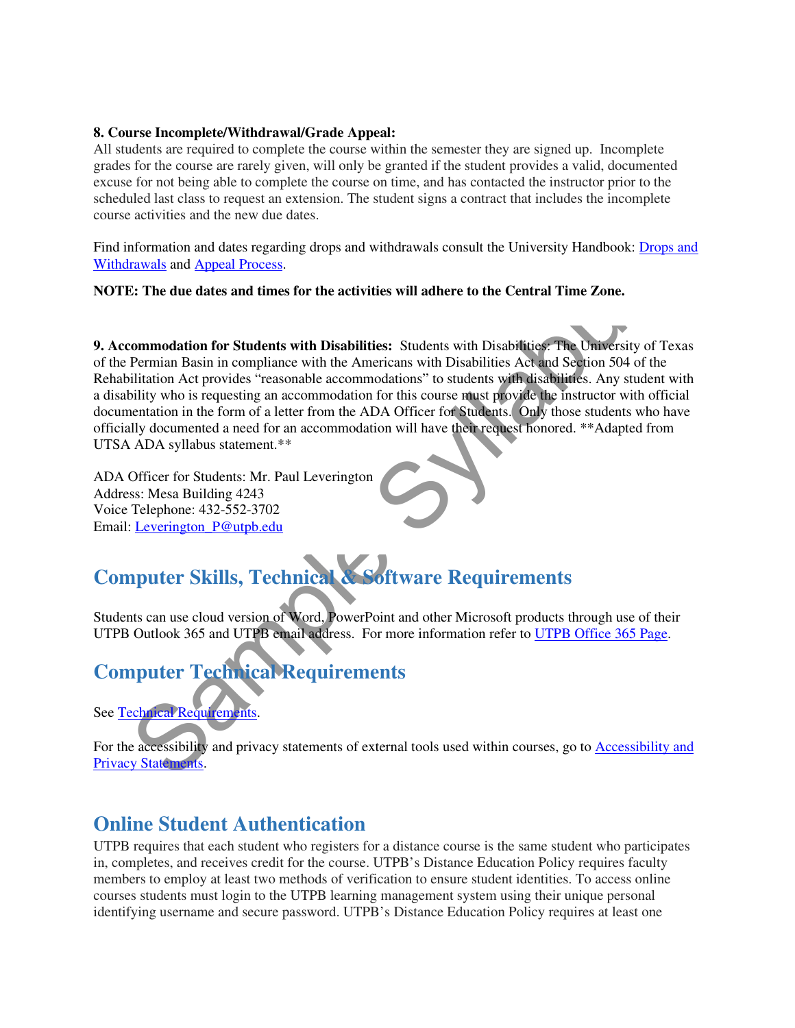**8. Course Incomplete/Withdrawal/Grade Appeal:**
All students are required to complete the course within the semester they are signed up. Incomplete grades for the course are rarely given, will only be granted if the student provides a valid, documented excuse for not being able to complete the course on time, and has contacted the instructor prior to the scheduled last class to request an extension. The student signs a contract that includes the incomplete course activities and the new due dates.

Find information and dates regarding drops and withdrawals consult the University Handbook: [Drops and Withdrawals]() and [Appeal Process]().

**NOTE: The due dates and times for the activities will adhere to the Central Time Zone.**

**9. Accommodation for Students with Disabilities:** Students with Disabilities: The University of Texas of the Permian Basin in compliance with the Americans with Disabilities Act and Section 504 of the Rehabilitation Act provides "reasonable accommodations" to students with disabilities. Any student with a disability who is requesting an accommodation for this course must provide the instructor with official documentation in the form of a letter from the ADA Officer for Students. Only those students who have officially documented a need for an accommodation will have their request honored. **Adapted from UTSA ADA syllabus statement.**

ADA Officer for Students: Mr. Paul Leverington
Address: Mesa Building 4243
Voice Telephone: 432-552-3702
Email: Leverington_P@utpb.edu

## Computer Skills, Technical & Software Requirements

Students can use cloud version of Word, PowerPoint and other Microsoft products through use of their UTPB Outlook 365 and UTPB email address. For more information refer to [UTPB Office 365 Page]().

## Computer Technical Requirements

See [Technical Requirements]().

For the accessibility and privacy statements of external tools used within courses, go to [Accessibility and Privacy Statements]().

## Online Student Authentication

UTPB requires that each student who registers for a distance course is the same student who participates in, completes, and receives credit for the course. UTPB's Distance Education Policy requires faculty members to employ at least two methods of verification to ensure student identities. To access online courses students must login to the UTPB learning management system using their unique personal identifying username and secure password. UTPB's Distance Education Policy requires at least one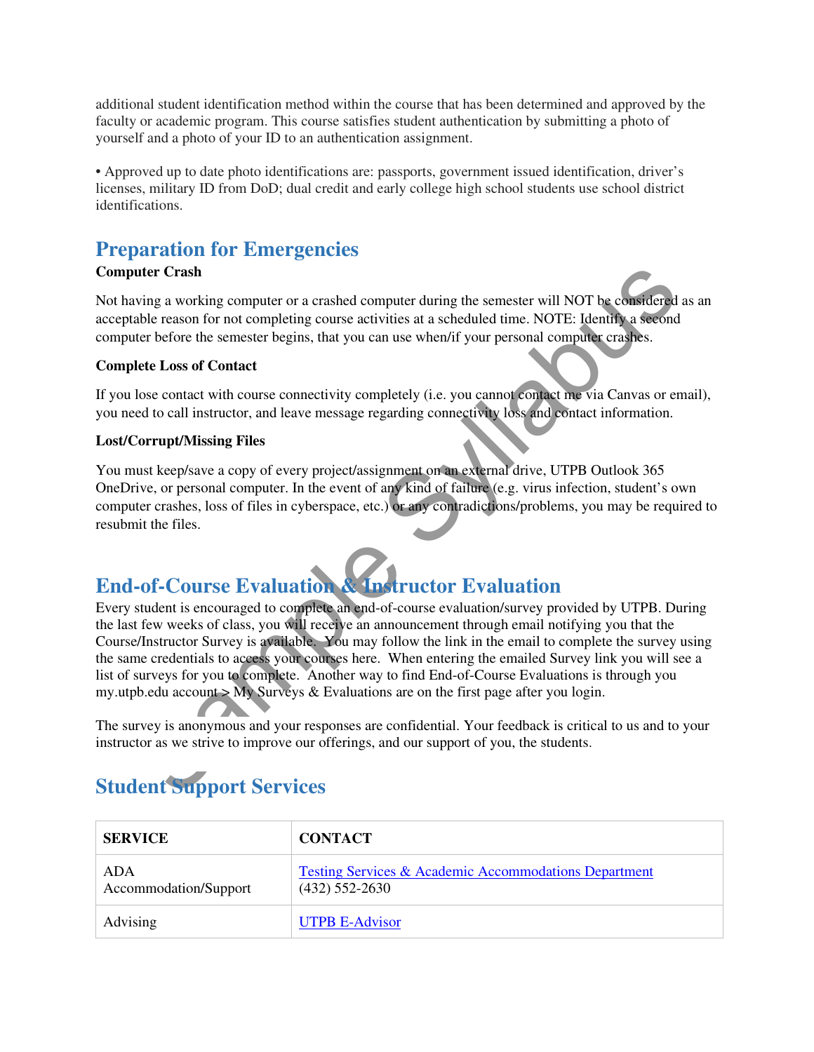additional student identification method within the course that has been determined and approved by the faculty or academic program. This course satisfies student authentication by submitting a photo of yourself and a photo of your ID to an authentication assignment.

• Approved up to date photo identifications are: passports, government issued identification, driver's licenses, military ID from DoD; dual credit and early college high school students use school district identifications.

## Preparation for Emergencies

**Computer Crash**

Not having a working computer or a crashed computer during the semester will NOT be considered as an acceptable reason for not completing course activities at a scheduled time. NOTE: Identify a second computer before the semester begins, that you can use when/if your personal computer crashes.

**Complete Loss of Contact**

If you lose contact with course connectivity completely (i.e. you cannot contact me via Canvas or email), you need to call instructor, and leave message regarding connectivity loss and contact information.

**Lost/Corrupt/Missing Files**

You must keep/save a copy of every project/assignment on an external drive, UTPB Outlook 365 OneDrive, or personal computer. In the event of any kind of failure (e.g. virus infection, student's own computer crashes, loss of files in cyberspace, etc.) or any contradictions/problems, you may be required to resubmit the files.

## End-of-Course Evaluation & Instructor Evaluation

Every student is encouraged to complete an end-of-course evaluation/survey provided by UTPB. During the last few weeks of class, you will receive an announcement through email notifying you that the Course/Instructor Survey is available. You may follow the link in the email to complete the survey using the same credentials to access your courses here. When entering the emailed Survey link you will see a list of surveys for you to complete. Another way to find End-of-Course Evaluations is through you my.utpb.edu account > My Surveys & Evaluations are on the first page after you login.

The survey is anonymous and your responses are confidential. Your feedback is critical to us and to your instructor as we strive to improve our offerings, and our support of you, the students.

## Student Support Services

| SERVICE | CONTACT |
|---|---|
| ADA Accommodation/Support | Testing Services & Academic Accommodations Department (432) 552-2630 |
| Advising | UTPB E-Advisor |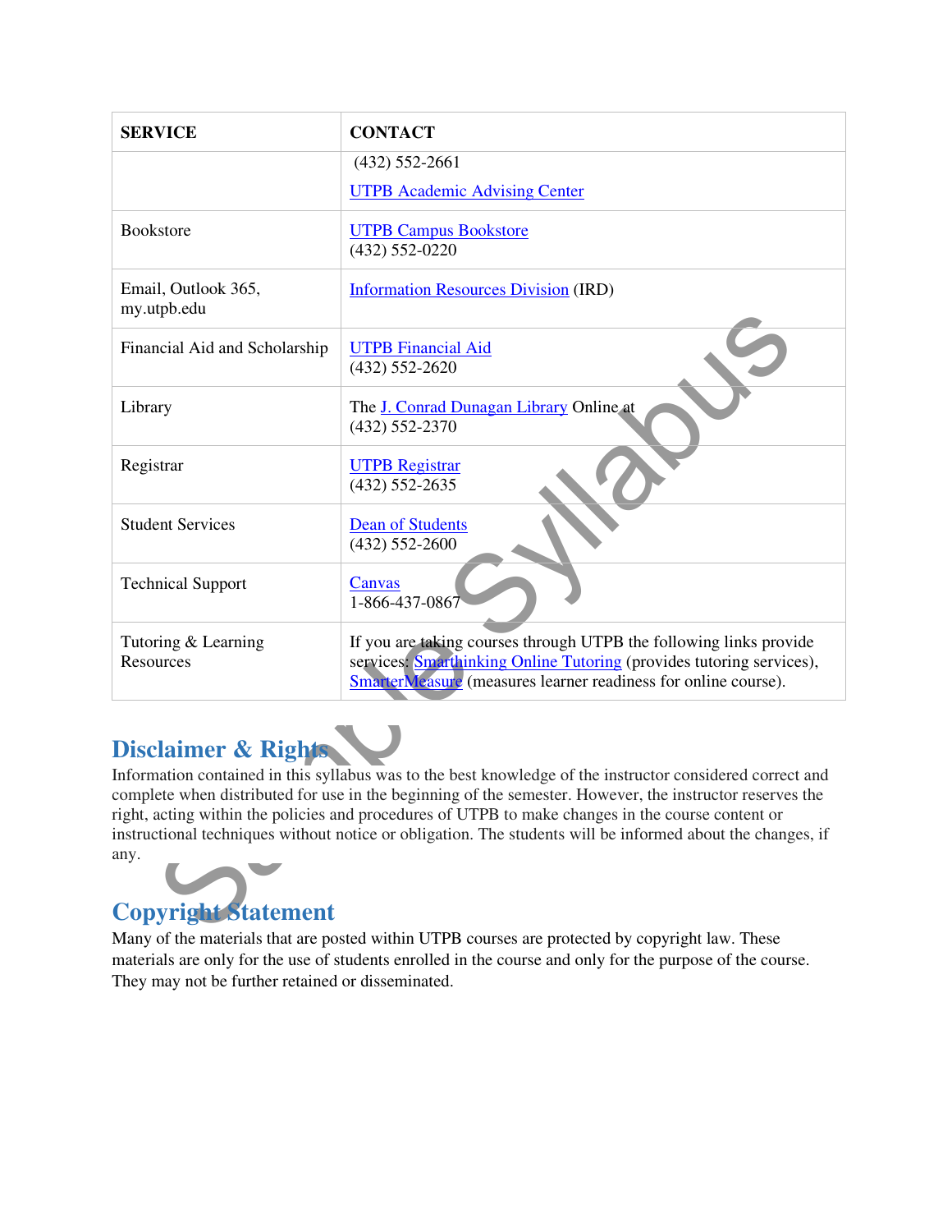| SERVICE | CONTACT |
|---|---|
| | (432) 552-2661<br>UTPB Academic Advising Center |
| Bookstore | UTPB Campus Bookstore<br>(432) 552-0220 |
| Email, Outlook 365, my.utpb.edu | Information Resources Division (IRD) |
| Financial Aid and Scholarship | UTPB Financial Aid<br>(432) 552-2620 |
| Library | The J. Conrad Dunagan Library Online at<br>(432) 552-2370 |
| Registrar | UTPB Registrar<br>(432) 552-2635 |
| Student Services | Dean of Students<br>(432) 552-2600 |
| Technical Support | Canvas<br>1-866-437-0867 |
| Tutoring & Learning Resources | If you are taking courses through UTPB the following links provide services: Smarthinking Online Tutoring (provides tutoring services), SmarterMeasure (measures learner readiness for online course). |

## Disclaimer & Rights

Information contained in this syllabus was to the best knowledge of the instructor considered correct and complete when distributed for use in the beginning of the semester. However, the instructor reserves the right, acting within the policies and procedures of UTPB to make changes in the course content or instructional techniques without notice or obligation. The students will be informed about the changes, if any.

## Copyright Statement

Many of the materials that are posted within UTPB courses are protected by copyright law. These materials are only for the use of students enrolled in the course and only for the purpose of the course. They may not be further retained or disseminated.